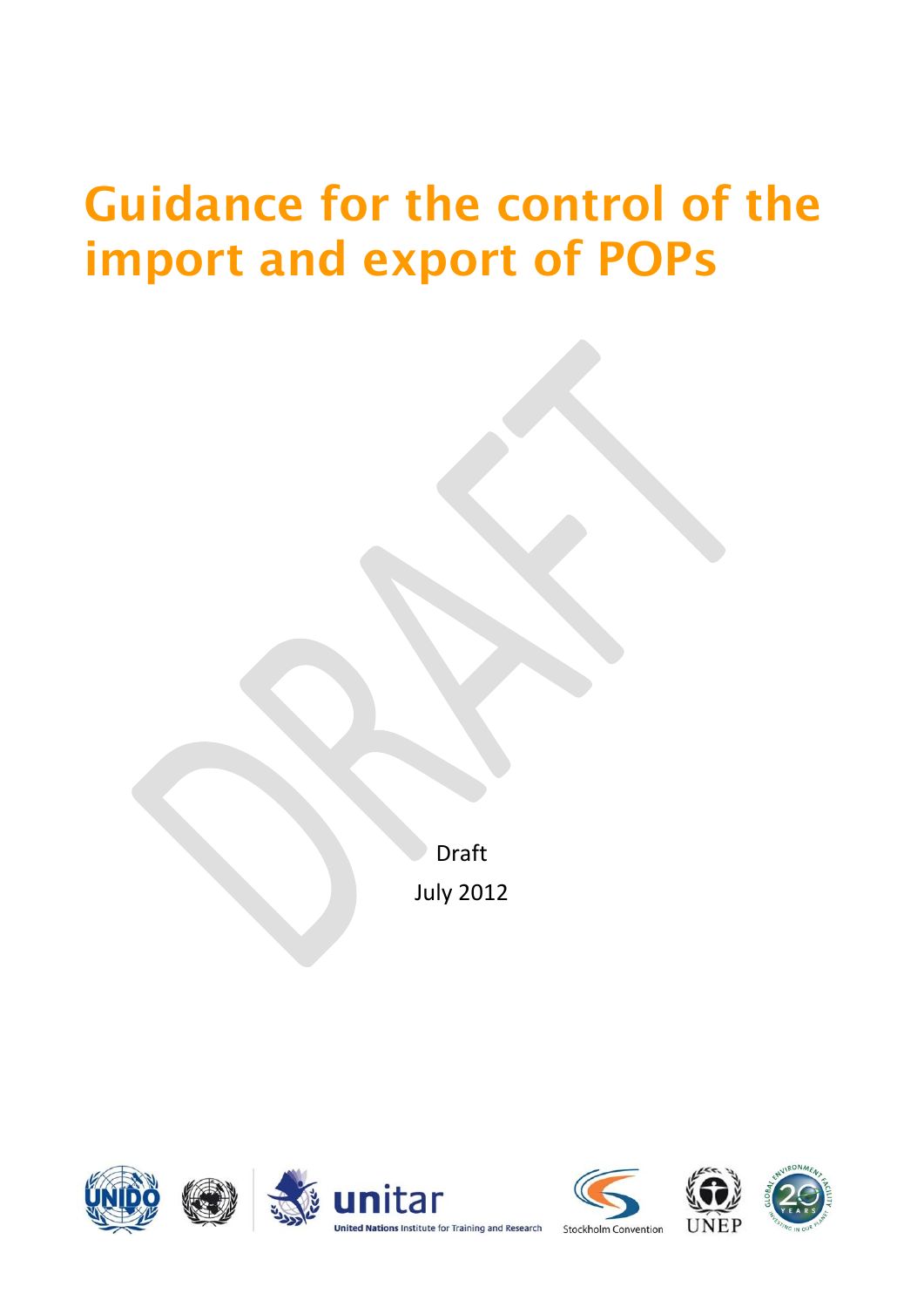# Guidance for the control of the import and export of POPs

Draft

July 2012

United Nations Institute for Training and Research

Stockholm Convention

UNEP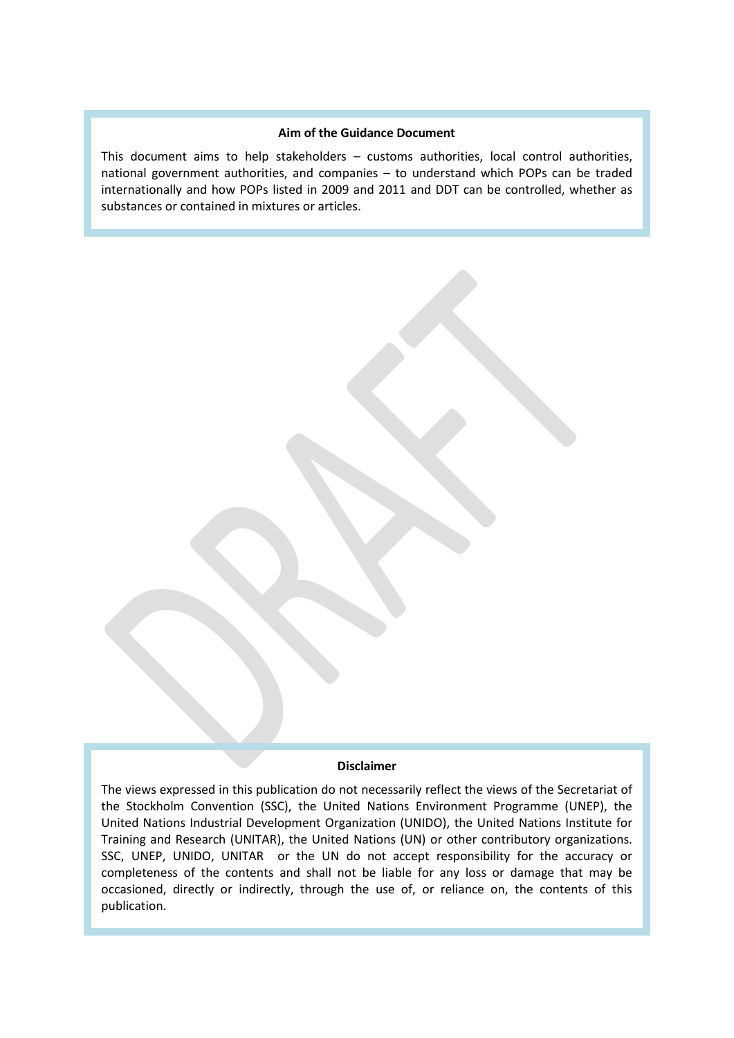**Aim of the Guidance Document**

This document aims to help stakeholders – customs authorities, local control authorities, national government authorities, and companies – to understand which POPs can be traded internationally and how POPs listed in 2009 and 2011 and DDT can be controlled, whether as substances or contained in mixtures or articles.

**Disclaimer**

The views expressed in this publication do not necessarily reflect the views of the Secretariat of the Stockholm Convention (SSC), the United Nations Environment Programme (UNEP), the United Nations Industrial Development Organization (UNIDO), the United Nations Institute for Training and Research (UNITAR), the United Nations (UN) or other contributory organizations. SSC, UNEP, UNIDO, UNITAR or the UN do not accept responsibility for the accuracy or completeness of the contents and shall not be liable for any loss or damage that may be occasioned, directly or indirectly, through the use of, or reliance on, the contents of this publication.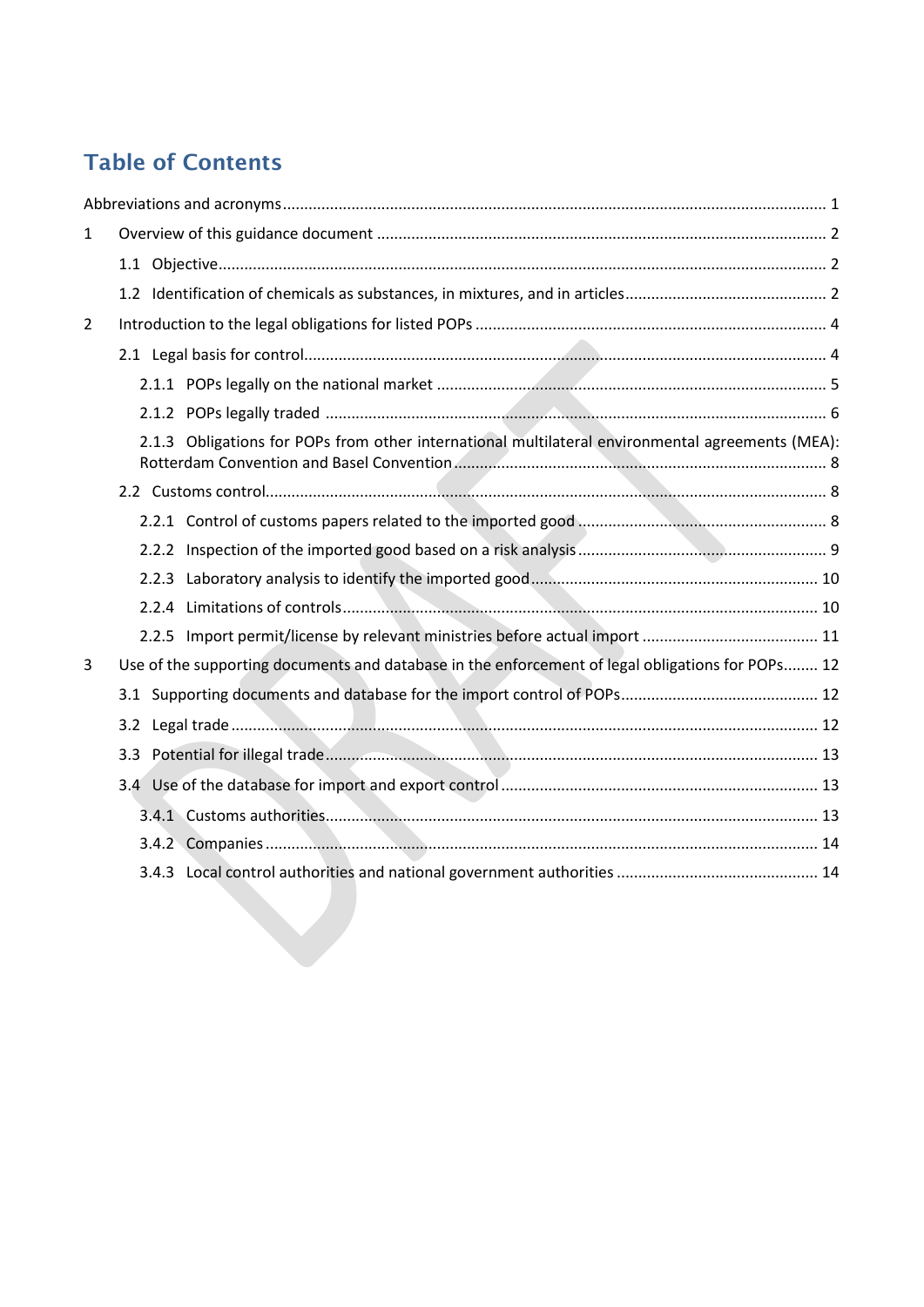# Table of Contents

Abbreviations and acronyms ... 1

1 Overview of this guidance document ... 2

- 1.1 Objective ... 2
- 1.2 Identification of chemicals as substances, in mixtures, and in articles ... 2

2 Introduction to the legal obligations for listed POPs ... 4

- 2.1 Legal basis for control ... 4
  - 2.1.1 POPs legally on the national market ... 5
  - 2.1.2 POPs legally traded ... 6
  - 2.1.3 Obligations for POPs from other international multilateral environmental agreements (MEA): Rotterdam Convention and Basel Convention ... 8
- 2.2 Customs control ... 8
  - 2.2.1 Control of customs papers related to the imported good ... 8
  - 2.2.2 Inspection of the imported good based on a risk analysis ... 9
  - 2.2.3 Laboratory analysis to identify the imported good ... 10
  - 2.2.4 Limitations of controls ... 10
  - 2.2.5 Import permit/license by relevant ministries before actual import ... 11

3 Use of the supporting documents and database in the enforcement of legal obligations for POPs ... 12

- 3.1 Supporting documents and database for the import control of POPs ... 12
- 3.2 Legal trade ... 12
- 3.3 Potential for illegal trade ... 13
- 3.4 Use of the database for import and export control ... 13
  - 3.4.1 Customs authorities ... 13
  - 3.4.2 Companies ... 14
  - 3.4.3 Local control authorities and national government authorities ... 14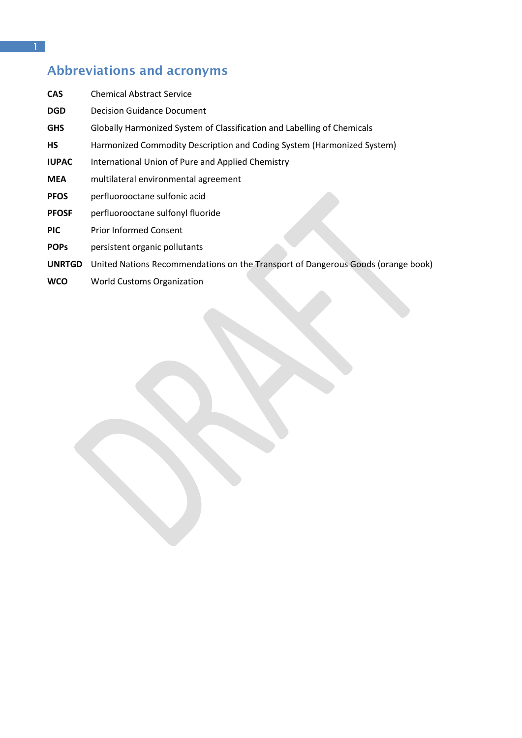## Abbreviations and acronyms

| | |
|---|---|
| **CAS** | Chemical Abstract Service |
| **DGD** | Decision Guidance Document |
| **GHS** | Globally Harmonized System of Classification and Labelling of Chemicals |
| **HS** | Harmonized Commodity Description and Coding System (Harmonized System) |
| **IUPAC** | International Union of Pure and Applied Chemistry |
| **MEA** | multilateral environmental agreement |
| **PFOS** | perfluorooctane sulfonic acid |
| **PFOSF** | perfluorooctane sulfonyl fluoride |
| **PIC** | Prior Informed Consent |
| **POPs** | persistent organic pollutants |
| **UNRTGD** | United Nations Recommendations on the Transport of Dangerous Goods (orange book) |
| **WCO** | World Customs Organization |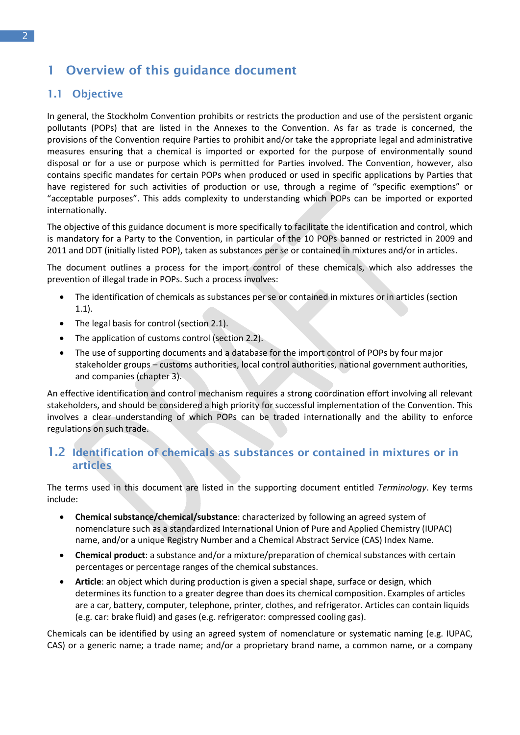# 1 Overview of this guidance document

## 1.1 Objective

In general, the Stockholm Convention prohibits or restricts the production and use of the persistent organic pollutants (POPs) that are listed in the Annexes to the Convention. As far as trade is concerned, the provisions of the Convention require Parties to prohibit and/or take the appropriate legal and administrative measures ensuring that a chemical is imported or exported for the purpose of environmentally sound disposal or for a use or purpose which is permitted for Parties involved. The Convention, however, also contains specific mandates for certain POPs when produced or used in specific applications by Parties that have registered for such activities of production or use, through a regime of "specific exemptions" or "acceptable purposes". This adds complexity to understanding which POPs can be imported or exported internationally.

The objective of this guidance document is more specifically to facilitate the identification and control, which is mandatory for a Party to the Convention, in particular of the 10 POPs banned or restricted in 2009 and 2011 and DDT (initially listed POP), taken as substances per se or contained in mixtures and/or in articles.

The document outlines a process for the import control of these chemicals, which also addresses the prevention of illegal trade in POPs. Such a process involves:

- The identification of chemicals as substances per se or contained in mixtures or in articles (section 1.1).
- The legal basis for control (section 2.1).
- The application of customs control (section 2.2).
- The use of supporting documents and a database for the import control of POPs by four major stakeholder groups – customs authorities, local control authorities, national government authorities, and companies (chapter 3).

An effective identification and control mechanism requires a strong coordination effort involving all relevant stakeholders, and should be considered a high priority for successful implementation of the Convention. This involves a clear understanding of which POPs can be traded internationally and the ability to enforce regulations on such trade.

## 1.2 Identification of chemicals as substances or contained in mixtures or in articles

The terms used in this document are listed in the supporting document entitled *Terminology*. Key terms include:

- **Chemical substance/chemical/substance**: characterized by following an agreed system of nomenclature such as a standardized International Union of Pure and Applied Chemistry (IUPAC) name, and/or a unique Registry Number and a Chemical Abstract Service (CAS) Index Name.
- **Chemical product**: a substance and/or a mixture/preparation of chemical substances with certain percentages or percentage ranges of the chemical substances.
- **Article**: an object which during production is given a special shape, surface or design, which determines its function to a greater degree than does its chemical composition. Examples of articles are a car, battery, computer, telephone, printer, clothes, and refrigerator. Articles can contain liquids (e.g. car: brake fluid) and gases (e.g. refrigerator: compressed cooling gas).

Chemicals can be identified by using an agreed system of nomenclature or systematic naming (e.g. IUPAC, CAS) or a generic name; a trade name; and/or a proprietary brand name, a common name, or a company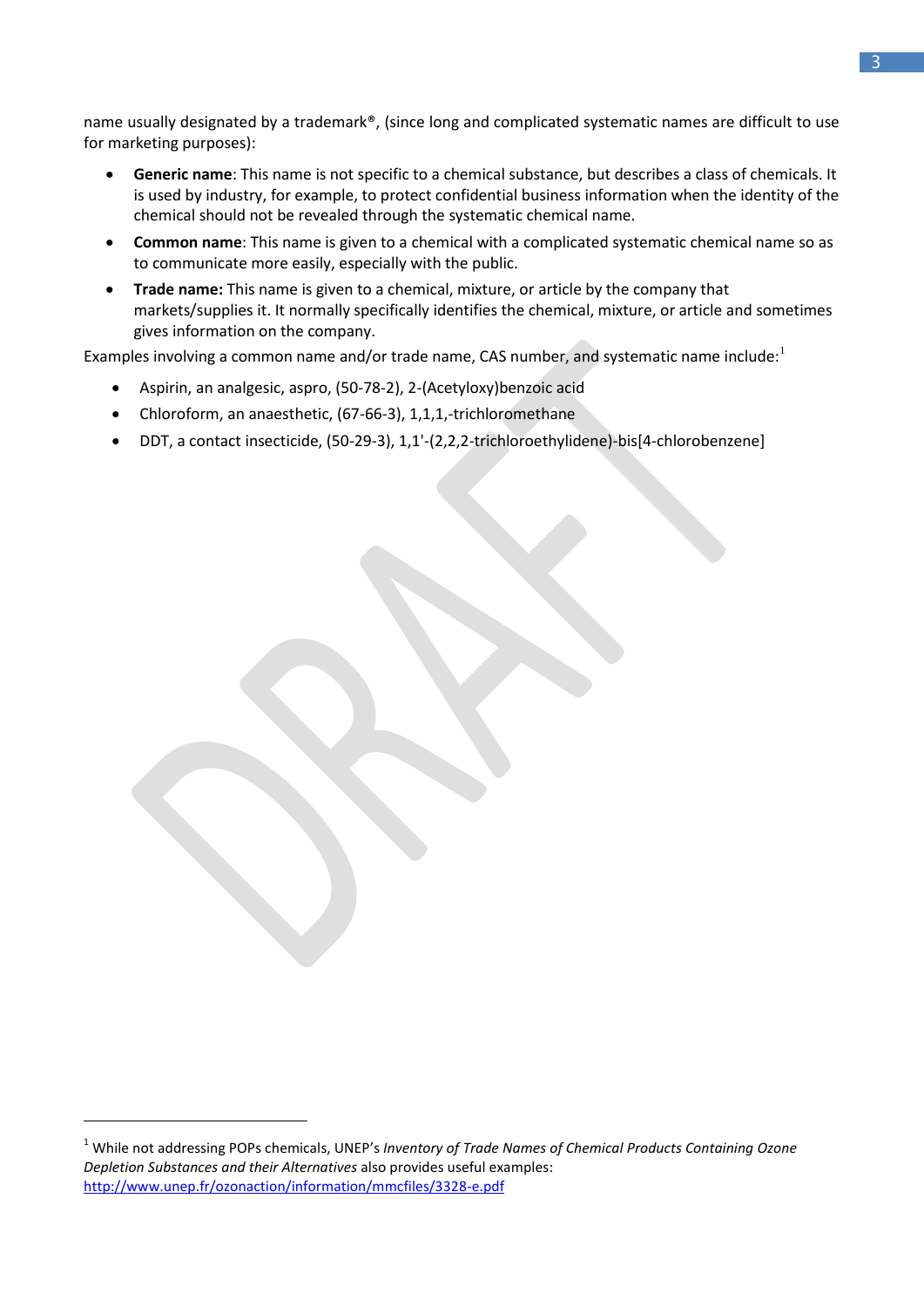name usually designated by a trademark®, (since long and complicated systematic names are difficult to use for marketing purposes):

- **Generic name**: This name is not specific to a chemical substance, but describes a class of chemicals. It is used by industry, for example, to protect confidential business information when the identity of the chemical should not be revealed through the systematic chemical name.
- **Common name**: This name is given to a chemical with a complicated systematic chemical name so as to communicate more easily, especially with the public.
- **Trade name:** This name is given to a chemical, mixture, or article by the company that markets/supplies it. It normally specifically identifies the chemical, mixture, or article and sometimes gives information on the company.

Examples involving a common name and/or trade name, CAS number, and systematic name include:[1]

- Aspirin, an analgesic, aspro, (50-78-2), 2-(Acetyloxy)benzoic acid
- Chloroform, an anaesthetic, (67-66-3), 1,1,1,-trichloromethane
- DDT, a contact insecticide, (50-29-3), 1,1'-(2,2,2-trichloroethylidene)-bis[4-chlorobenzene]

---

[1] While not addressing POPs chemicals, UNEP's *Inventory of Trade Names of Chemical Products Containing Ozone Depletion Substances and their Alternatives* also provides useful examples: http://www.unep.fr/ozonaction/information/mmcfiles/3328-e.pdf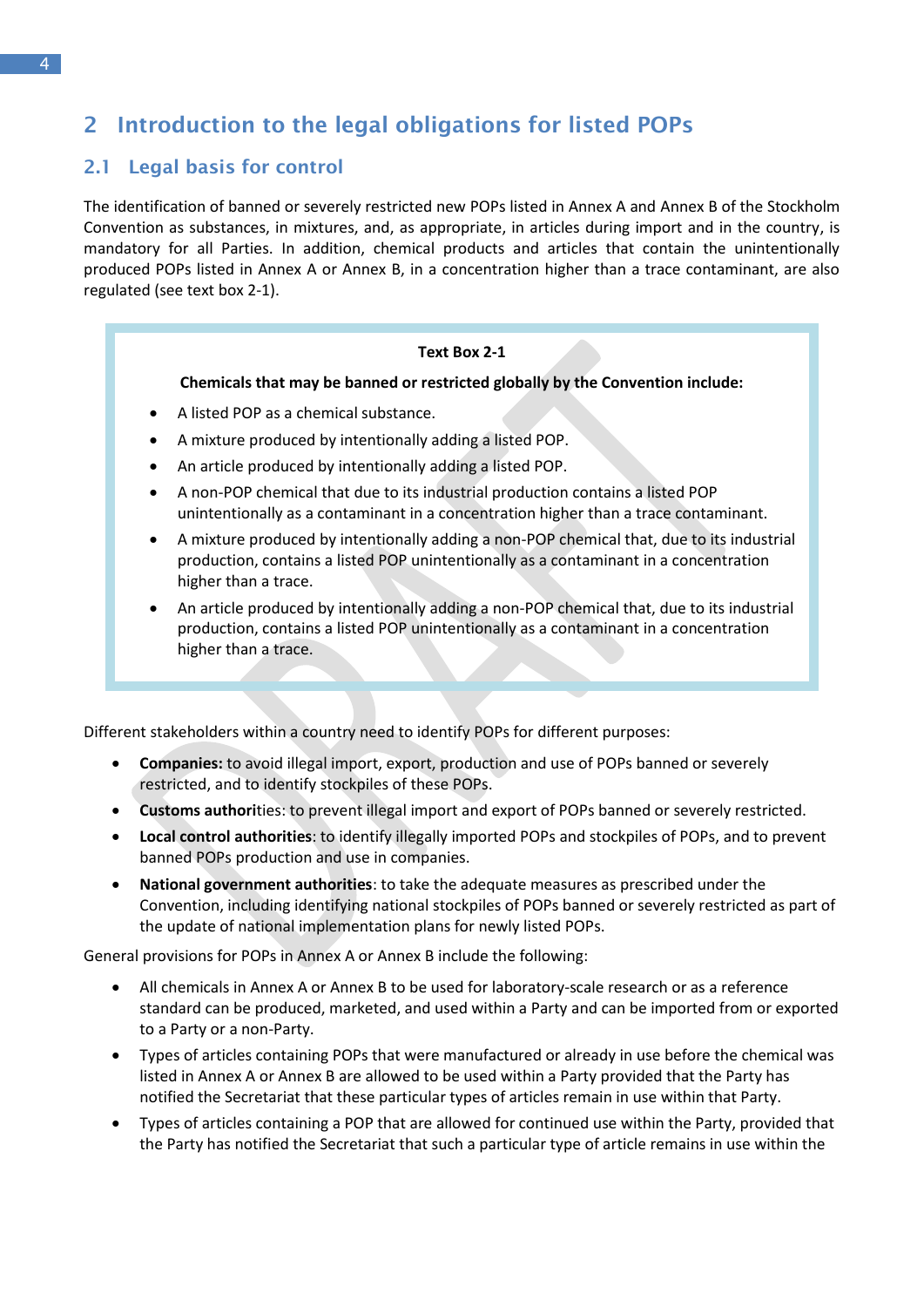# 2 Introduction to the legal obligations for listed POPs

## 2.1 Legal basis for control

The identification of banned or severely restricted new POPs listed in Annex A and Annex B of the Stockholm Convention as substances, in mixtures, and, as appropriate, in articles during import and in the country, is mandatory for all Parties. In addition, chemical products and articles that contain the unintentionally produced POPs listed in Annex A or Annex B, in a concentration higher than a trace contaminant, are also regulated (see text box 2-1).

> **Text Box 2-1**
>
> **Chemicals that may be banned or restricted globally by the Convention include:**
>
> - A listed POP as a chemical substance.
> - A mixture produced by intentionally adding a listed POP.
> - An article produced by intentionally adding a listed POP.
> - A non-POP chemical that due to its industrial production contains a listed POP unintentionally as a contaminant in a concentration higher than a trace contaminant.
> - A mixture produced by intentionally adding a non-POP chemical that, due to its industrial production, contains a listed POP unintentionally as a contaminant in a concentration higher than a trace.
> - An article produced by intentionally adding a non-POP chemical that, due to its industrial production, contains a listed POP unintentionally as a contaminant in a concentration higher than a trace.

Different stakeholders within a country need to identify POPs for different purposes:

- **Companies:** to avoid illegal import, export, production and use of POPs banned or severely restricted, and to identify stockpiles of these POPs.
- **Customs authorities**: to prevent illegal import and export of POPs banned or severely restricted.
- **Local control authorities**: to identify illegally imported POPs and stockpiles of POPs, and to prevent banned POPs production and use in companies.
- **National government authorities**: to take the adequate measures as prescribed under the Convention, including identifying national stockpiles of POPs banned or severely restricted as part of the update of national implementation plans for newly listed POPs.

General provisions for POPs in Annex A or Annex B include the following:

- All chemicals in Annex A or Annex B to be used for laboratory-scale research or as a reference standard can be produced, marketed, and used within a Party and can be imported from or exported to a Party or a non-Party.
- Types of articles containing POPs that were manufactured or already in use before the chemical was listed in Annex A or Annex B are allowed to be used within a Party provided that the Party has notified the Secretariat that these particular types of articles remain in use within that Party.
- Types of articles containing a POP that are allowed for continued use within the Party, provided that the Party has notified the Secretariat that such a particular type of article remains in use within the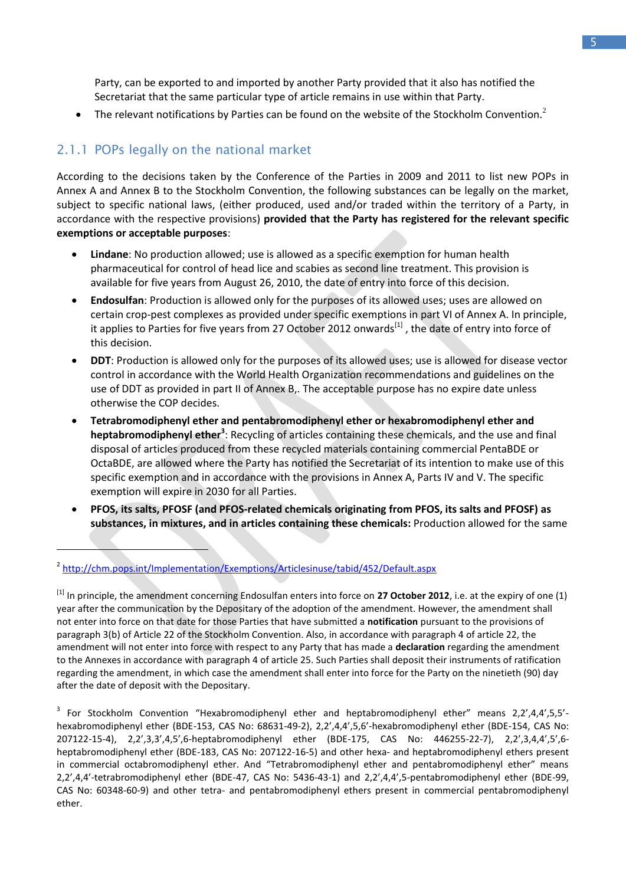Party, can be exported to and imported by another Party provided that it also has notified the Secretariat that the same particular type of article remains in use within that Party.

- The relevant notifications by Parties can be found on the website of the Stockholm Convention.[2]

### 2.1.1 POPs legally on the national market

According to the decisions taken by the Conference of the Parties in 2009 and 2011 to list new POPs in Annex A and Annex B to the Stockholm Convention, the following substances can be legally on the market, subject to specific national laws, (either produced, used and/or traded within the territory of a Party, in accordance with the respective provisions) **provided that the Party has registered for the relevant specific exemptions or acceptable purposes**:

- **Lindane**: No production allowed; use is allowed as a specific exemption for human health pharmaceutical for control of head lice and scabies as second line treatment. This provision is available for five years from August 26, 2010, the date of entry into force of this decision.
- **Endosulfan**: Production is allowed only for the purposes of its allowed uses; uses are allowed on certain crop-pest complexes as provided under specific exemptions in part VI of Annex A. In principle, it applies to Parties for five years from 27 October 2012 onwards[1] , the date of entry into force of this decision.
- **DDT**: Production is allowed only for the purposes of its allowed uses; use is allowed for disease vector control in accordance with the World Health Organization recommendations and guidelines on the use of DDT as provided in part II of Annex B,. The acceptable purpose has no expire date unless otherwise the COP decides.
- **Tetrabromodiphenyl ether and pentabromodiphenyl ether or hexabromodiphenyl ether and heptabromodiphenyl ether[3]**: Recycling of articles containing these chemicals, and the use and final disposal of articles produced from these recycled materials containing commercial PentaBDE or OctaBDE, are allowed where the Party has notified the Secretariat of its intention to make use of this specific exemption and in accordance with the provisions in Annex A, Parts IV and V. The specific exemption will expire in 2030 for all Parties.
- **PFOS, its salts, PFOSF (and PFOS-related chemicals originating from PFOS, its salts and PFOSF) as substances, in mixtures, and in articles containing these chemicals:** Production allowed for the same

---

[2] http://chm.pops.int/Implementation/Exemptions/Articlesinuse/tabid/452/Default.aspx

[1] In principle, the amendment concerning Endosulfan enters into force on **27 October 2012**, i.e. at the expiry of one (1) year after the communication by the Depositary of the adoption of the amendment. However, the amendment shall not enter into force on that date for those Parties that have submitted a **notification** pursuant to the provisions of paragraph 3(b) of Article 22 of the Stockholm Convention. Also, in accordance with paragraph 4 of article 22, the amendment will not enter into force with respect to any Party that has made a **declaration** regarding the amendment to the Annexes in accordance with paragraph 4 of article 25. Such Parties shall deposit their instruments of ratification regarding the amendment, in which case the amendment shall enter into force for the Party on the ninetieth (90) day after the date of deposit with the Depositary.

[3] For Stockholm Convention "Hexabromodiphenyl ether and heptabromodiphenyl ether" means 2,2',4,4',5,5'-hexabromodiphenyl ether (BDE-153, CAS No: 68631-49-2), 2,2',4,4',5,6'-hexabromodiphenyl ether (BDE-154, CAS No: 207122-15-4), 2,2',3,3',4,5',6-heptabromodiphenyl ether (BDE-175, CAS No: 446255-22-7), 2,2',3,4,4',5',6-heptabromodiphenyl ether (BDE-183, CAS No: 207122-16-5) and other hexa- and heptabromodiphenyl ethers present in commercial octabromodiphenyl ether. And "Tetrabromodiphenyl ether and pentabromodiphenyl ether" means 2,2',4,4'-tetrabromodiphenyl ether (BDE-47, CAS No: 5436-43-1) and 2,2',4,4',5-pentabromodiphenyl ether (BDE-99, CAS No: 60348-60-9) and other tetra- and pentabromodiphenyl ethers present in commercial pentabromodiphenyl ether.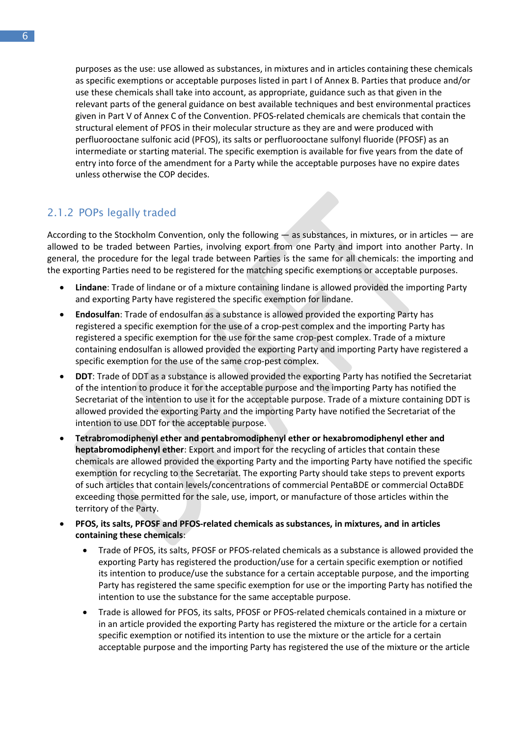purposes as the use: use allowed as substances, in mixtures and in articles containing these chemicals as specific exemptions or acceptable purposes listed in part I of Annex B. Parties that produce and/or use these chemicals shall take into account, as appropriate, guidance such as that given in the relevant parts of the general guidance on best available techniques and best environmental practices given in Part V of Annex C of the Convention. PFOS-related chemicals are chemicals that contain the structural element of PFOS in their molecular structure as they are and were produced with perfluorooctane sulfonic acid (PFOS), its salts or perfluorooctane sulfonyl fluoride (PFOSF) as an intermediate or starting material. The specific exemption is available for five years from the date of entry into force of the amendment for a Party while the acceptable purposes have no expire dates unless otherwise the COP decides.

### 2.1.2 POPs legally traded

According to the Stockholm Convention, only the following — as substances, in mixtures, or in articles — are allowed to be traded between Parties, involving export from one Party and import into another Party. In general, the procedure for the legal trade between Parties is the same for all chemicals: the importing and the exporting Parties need to be registered for the matching specific exemptions or acceptable purposes.

- **Lindane**: Trade of lindane or of a mixture containing lindane is allowed provided the importing Party and exporting Party have registered the specific exemption for lindane.
- **Endosulfan**: Trade of endosulfan as a substance is allowed provided the exporting Party has registered a specific exemption for the use of a crop-pest complex and the importing Party has registered a specific exemption for the use for the same crop-pest complex. Trade of a mixture containing endosulfan is allowed provided the exporting Party and importing Party have registered a specific exemption for the use of the same crop-pest complex.
- **DDT**: Trade of DDT as a substance is allowed provided the exporting Party has notified the Secretariat of the intention to produce it for the acceptable purpose and the importing Party has notified the Secretariat of the intention to use it for the acceptable purpose. Trade of a mixture containing DDT is allowed provided the exporting Party and the importing Party have notified the Secretariat of the intention to use DDT for the acceptable purpose.
- **Tetrabromodiphenyl ether and pentabromodiphenyl ether or hexabromodiphenyl ether and heptabromodiphenyl ether**: Export and import for the recycling of articles that contain these chemicals are allowed provided the exporting Party and the importing Party have notified the specific exemption for recycling to the Secretariat. The exporting Party should take steps to prevent exports of such articles that contain levels/concentrations of commercial PentaBDE or commercial OctaBDE exceeding those permitted for the sale, use, import, or manufacture of those articles within the territory of the Party.
- **PFOS, its salts, PFOSF and PFOS-related chemicals as substances, in mixtures, and in articles containing these chemicals**:
  - Trade of PFOS, its salts, PFOSF or PFOS-related chemicals as a substance is allowed provided the exporting Party has registered the production/use for a certain specific exemption or notified its intention to produce/use the substance for a certain acceptable purpose, and the importing Party has registered the same specific exemption for use or the importing Party has notified the intention to use the substance for the same acceptable purpose.
  - Trade is allowed for PFOS, its salts, PFOSF or PFOS-related chemicals contained in a mixture or in an article provided the exporting Party has registered the mixture or the article for a certain specific exemption or notified its intention to use the mixture or the article for a certain acceptable purpose and the importing Party has registered the use of the mixture or the article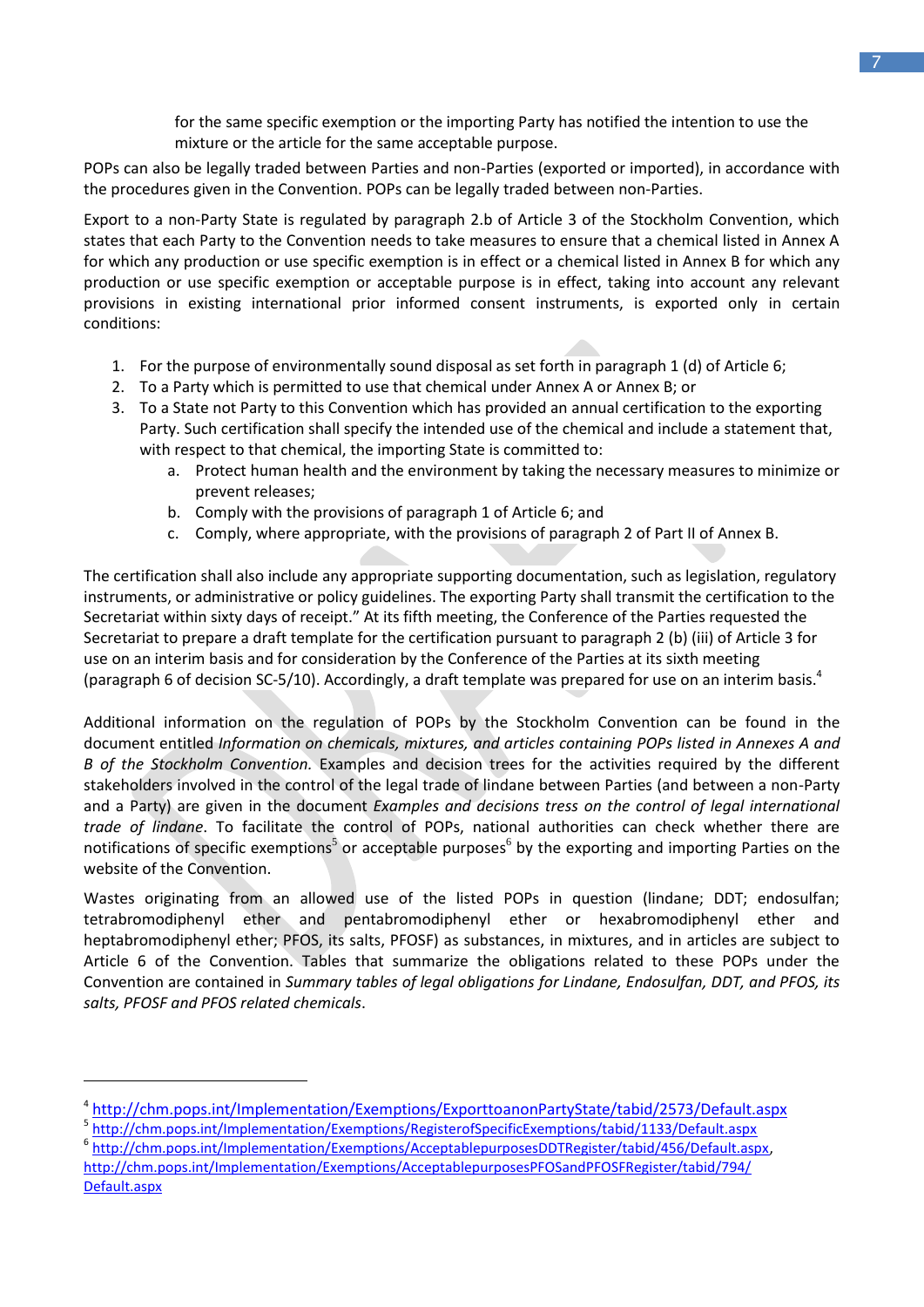for the same specific exemption or the importing Party has notified the intention to use the mixture or the article for the same acceptable purpose.

POPs can also be legally traded between Parties and non-Parties (exported or imported), in accordance with the procedures given in the Convention. POPs can be legally traded between non-Parties.

Export to a non-Party State is regulated by paragraph 2.b of Article 3 of the Stockholm Convention, which states that each Party to the Convention needs to take measures to ensure that a chemical listed in Annex A for which any production or use specific exemption is in effect or a chemical listed in Annex B for which any production or use specific exemption or acceptable purpose is in effect, taking into account any relevant provisions in existing international prior informed consent instruments, is exported only in certain conditions:

1. For the purpose of environmentally sound disposal as set forth in paragraph 1 (d) of Article 6;
2. To a Party which is permitted to use that chemical under Annex A or Annex B; or
3. To a State not Party to this Convention which has provided an annual certification to the exporting Party. Such certification shall specify the intended use of the chemical and include a statement that, with respect to that chemical, the importing State is committed to:
    a. Protect human health and the environment by taking the necessary measures to minimize or prevent releases;
    b. Comply with the provisions of paragraph 1 of Article 6; and
    c. Comply, where appropriate, with the provisions of paragraph 2 of Part II of Annex B.

The certification shall also include any appropriate supporting documentation, such as legislation, regulatory instruments, or administrative or policy guidelines. The exporting Party shall transmit the certification to the Secretariat within sixty days of receipt." At its fifth meeting, the Conference of the Parties requested the Secretariat to prepare a draft template for the certification pursuant to paragraph 2 (b) (iii) of Article 3 for use on an interim basis and for consideration by the Conference of the Parties at its sixth meeting (paragraph 6 of decision SC-5/10). Accordingly, a draft template was prepared for use on an interim basis.[4]

Additional information on the regulation of POPs by the Stockholm Convention can be found in the document entitled *Information on chemicals, mixtures, and articles containing POPs listed in Annexes A and B of the Stockholm Convention*. Examples and decision trees for the activities required by the different stakeholders involved in the control of the legal trade of lindane between Parties (and between a non-Party and a Party) are given in the document *Examples and decisions tress on the control of legal international trade of lindane*. To facilitate the control of POPs, national authorities can check whether there are notifications of specific exemptions[5] or acceptable purposes[6] by the exporting and importing Parties on the website of the Convention.

Wastes originating from an allowed use of the listed POPs in question (lindane; DDT; endosulfan; tetrabromodiphenyl ether and pentabromodiphenyl ether or hexabromodiphenyl ether and heptabromodiphenyl ether; PFOS, its salts, PFOSF) as substances, in mixtures, and in articles are subject to Article 6 of the Convention. Tables that summarize the obligations related to these POPs under the Convention are contained in *Summary tables of legal obligations for Lindane, Endosulfan, DDT, and PFOS, its salts, PFOSF and PFOS related chemicals*.

---

[4] http://chm.pops.int/Implementation/Exemptions/ExporttoanonPartyState/tabid/2573/Default.aspx

[5] http://chm.pops.int/Implementation/Exemptions/RegisterofSpecificExemptions/tabid/1133/Default.aspx

[6] http://chm.pops.int/Implementation/Exemptions/AcceptablepurposesDDTRegister/tabid/456/Default.aspx, http://chm.pops.int/Implementation/Exemptions/AcceptablepurposesPFOSandPFOSFRegister/tabid/794/Default.aspx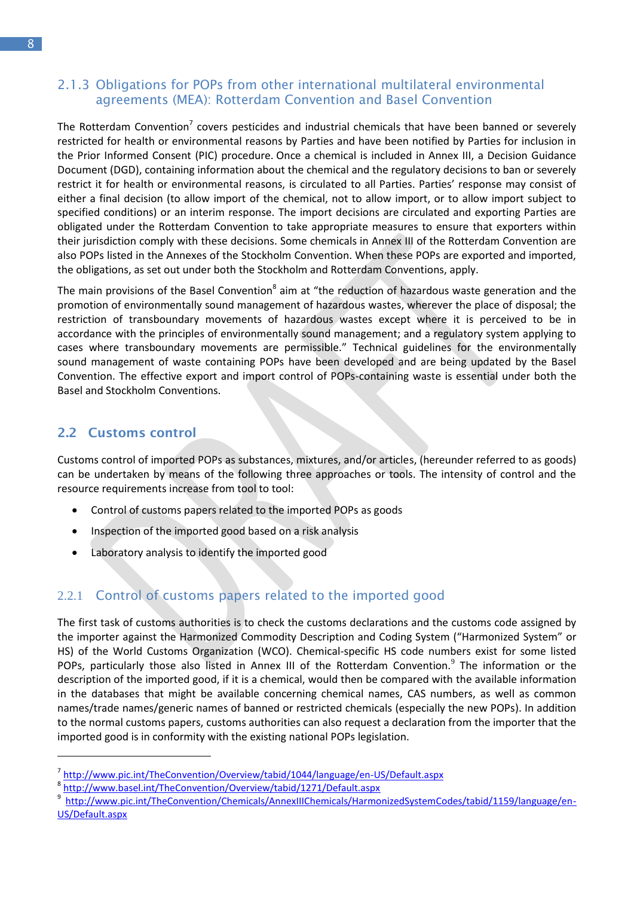### 2.1.3 Obligations for POPs from other international multilateral environmental agreements (MEA): Rotterdam Convention and Basel Convention

The Rotterdam Convention[7] covers pesticides and industrial chemicals that have been banned or severely restricted for health or environmental reasons by Parties and have been notified by Parties for inclusion in the Prior Informed Consent (PIC) procedure. Once a chemical is included in Annex III, a Decision Guidance Document (DGD), containing information about the chemical and the regulatory decisions to ban or severely restrict it for health or environmental reasons, is circulated to all Parties. Parties' response may consist of either a final decision (to allow import of the chemical, not to allow import, or to allow import subject to specified conditions) or an interim response. The import decisions are circulated and exporting Parties are obligated under the Rotterdam Convention to take appropriate measures to ensure that exporters within their jurisdiction comply with these decisions. Some chemicals in Annex III of the Rotterdam Convention are also POPs listed in the Annexes of the Stockholm Convention. When these POPs are exported and imported, the obligations, as set out under both the Stockholm and Rotterdam Conventions, apply.

The main provisions of the Basel Convention[8] aim at "the reduction of hazardous waste generation and the promotion of environmentally sound management of hazardous wastes, wherever the place of disposal; the restriction of transboundary movements of hazardous wastes except where it is perceived to be in accordance with the principles of environmentally sound management; and a regulatory system applying to cases where transboundary movements are permissible." Technical guidelines for the environmentally sound management of waste containing POPs have been developed and are being updated by the Basel Convention. The effective export and import control of POPs-containing waste is essential under both the Basel and Stockholm Conventions.

## 2.2 Customs control

Customs control of imported POPs as substances, mixtures, and/or articles, (hereunder referred to as goods) can be undertaken by means of the following three approaches or tools. The intensity of control and the resource requirements increase from tool to tool:

- Control of customs papers related to the imported POPs as goods
- Inspection of the imported good based on a risk analysis
- Laboratory analysis to identify the imported good

### 2.2.1 Control of customs papers related to the imported good

The first task of customs authorities is to check the customs declarations and the customs code assigned by the importer against the Harmonized Commodity Description and Coding System ("Harmonized System" or HS) of the World Customs Organization (WCO). Chemical-specific HS code numbers exist for some listed POPs, particularly those also listed in Annex III of the Rotterdam Convention.[9] The information or the description of the imported good, if it is a chemical, would then be compared with the available information in the databases that might be available concerning chemical names, CAS numbers, as well as common names/trade names/generic names of banned or restricted chemicals (especially the new POPs). In addition to the normal customs papers, customs authorities can also request a declaration from the importer that the imported good is in conformity with the existing national POPs legislation.

---

[7] http://www.pic.int/TheConvention/Overview/tabid/1044/language/en-US/Default.aspx

[8] http://www.basel.int/TheConvention/Overview/tabid/1271/Default.aspx

[9] http://www.pic.int/TheConvention/Chemicals/AnnexIIIChemicals/HarmonizedSystemCodes/tabid/1159/language/en-US/Default.aspx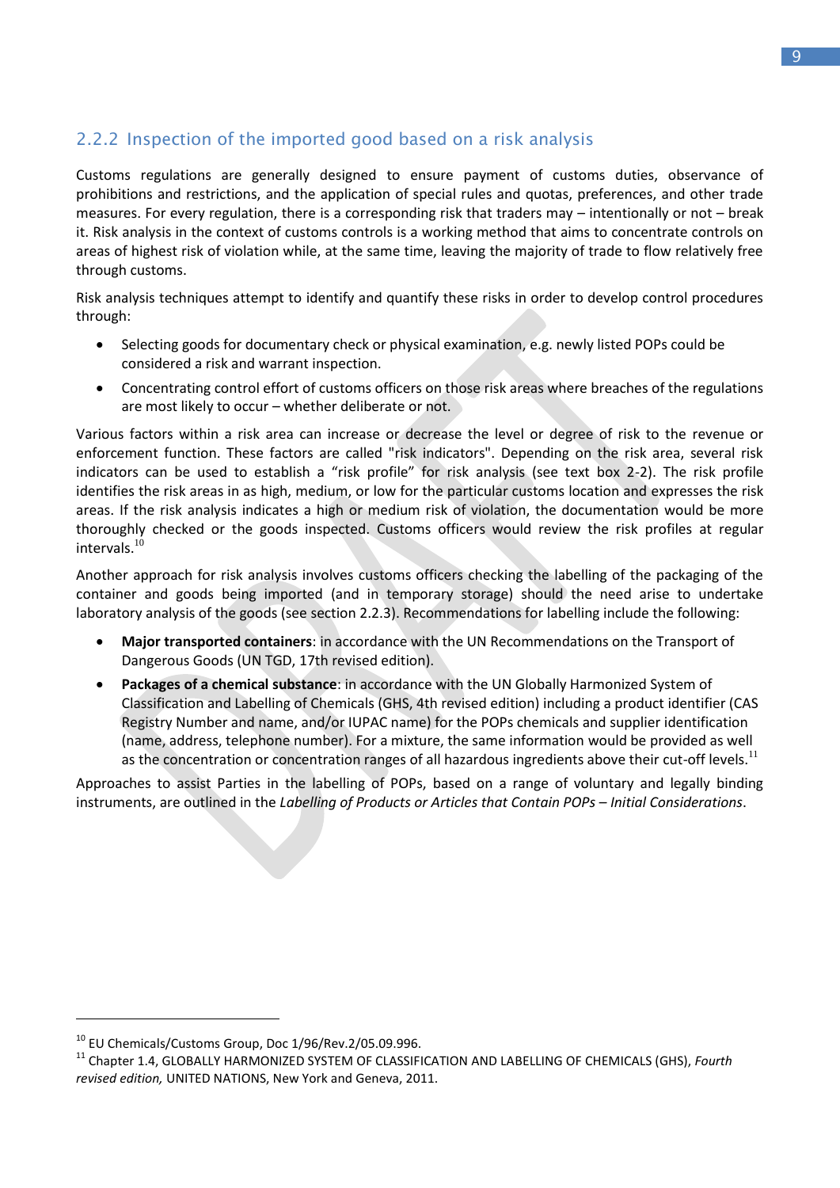### 2.2.2 Inspection of the imported good based on a risk analysis

Customs regulations are generally designed to ensure payment of customs duties, observance of prohibitions and restrictions, and the application of special rules and quotas, preferences, and other trade measures. For every regulation, there is a corresponding risk that traders may – intentionally or not – break it. Risk analysis in the context of customs controls is a working method that aims to concentrate controls on areas of highest risk of violation while, at the same time, leaving the majority of trade to flow relatively free through customs.

Risk analysis techniques attempt to identify and quantify these risks in order to develop control procedures through:

- Selecting goods for documentary check or physical examination, e.g. newly listed POPs could be considered a risk and warrant inspection.
- Concentrating control effort of customs officers on those risk areas where breaches of the regulations are most likely to occur – whether deliberate or not.

Various factors within a risk area can increase or decrease the level or degree of risk to the revenue or enforcement function. These factors are called "risk indicators". Depending on the risk area, several risk indicators can be used to establish a "risk profile" for risk analysis (see text box 2-2). The risk profile identifies the risk areas in as high, medium, or low for the particular customs location and expresses the risk areas. If the risk analysis indicates a high or medium risk of violation, the documentation would be more thoroughly checked or the goods inspected. Customs officers would review the risk profiles at regular intervals.[10]

Another approach for risk analysis involves customs officers checking the labelling of the packaging of the container and goods being imported (and in temporary storage) should the need arise to undertake laboratory analysis of the goods (see section 2.2.3). Recommendations for labelling include the following:

- **Major transported containers**: in accordance with the UN Recommendations on the Transport of Dangerous Goods (UN TGD, 17th revised edition).
- **Packages of a chemical substance**: in accordance with the UN Globally Harmonized System of Classification and Labelling of Chemicals (GHS, 4th revised edition) including a product identifier (CAS Registry Number and name, and/or IUPAC name) for the POPs chemicals and supplier identification (name, address, telephone number). For a mixture, the same information would be provided as well as the concentration or concentration ranges of all hazardous ingredients above their cut-off levels.[11]

Approaches to assist Parties in the labelling of POPs, based on a range of voluntary and legally binding instruments, are outlined in the *Labelling of Products or Articles that Contain POPs – Initial Considerations*.

---

[10] EU Chemicals/Customs Group, Doc 1/96/Rev.2/05.09.996.

[11] Chapter 1.4, GLOBALLY HARMONIZED SYSTEM OF CLASSIFICATION AND LABELLING OF CHEMICALS (GHS), *Fourth revised edition,* UNITED NATIONS, New York and Geneva, 2011.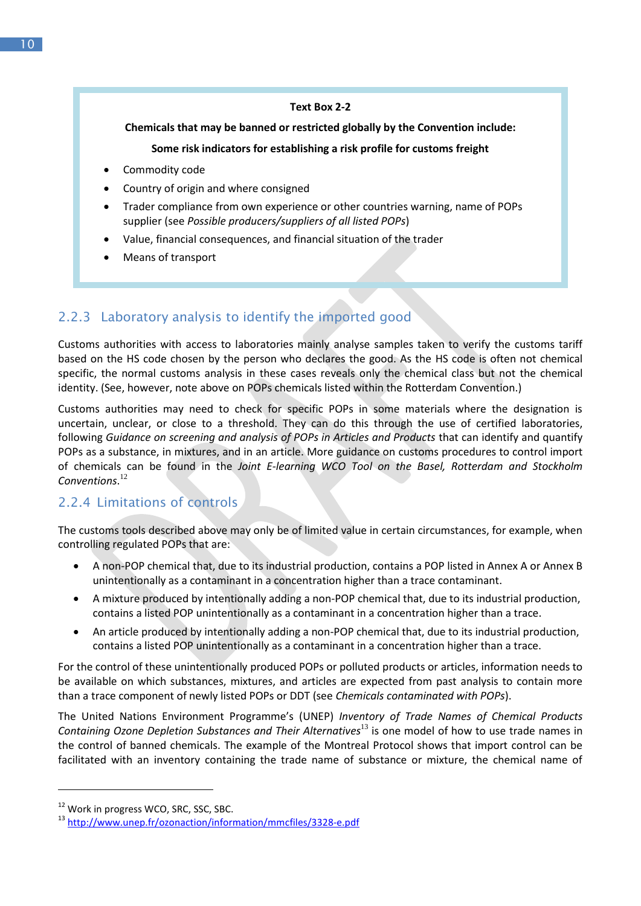**Text Box 2-2**

**Chemicals that may be banned or restricted globally by the Convention include:**

**Some risk indicators for establishing a risk profile for customs freight**

- Commodity code
- Country of origin and where consigned
- Trader compliance from own experience or other countries warning, name of POPs supplier (see *Possible producers/suppliers of all listed POPs*)
- Value, financial consequences, and financial situation of the trader
- Means of transport

### 2.2.3 Laboratory analysis to identify the imported good

Customs authorities with access to laboratories mainly analyse samples taken to verify the customs tariff based on the HS code chosen by the person who declares the good. As the HS code is often not chemical specific, the normal customs analysis in these cases reveals only the chemical class but not the chemical identity. (See, however, note above on POPs chemicals listed within the Rotterdam Convention.)

Customs authorities may need to check for specific POPs in some materials where the designation is uncertain, unclear, or close to a threshold. They can do this through the use of certified laboratories, following *Guidance on screening and analysis of POPs in Articles and Products* that can identify and quantify POPs as a substance, in mixtures, and in an article. More guidance on customs procedures to control import of chemicals can be found in the *Joint E-learning WCO Tool on the Basel, Rotterdam and Stockholm Conventions.*[12]

### 2.2.4 Limitations of controls

The customs tools described above may only be of limited value in certain circumstances, for example, when controlling regulated POPs that are:

- A non-POP chemical that, due to its industrial production, contains a POP listed in Annex A or Annex B unintentionally as a contaminant in a concentration higher than a trace contaminant.
- A mixture produced by intentionally adding a non-POP chemical that, due to its industrial production, contains a listed POP unintentionally as a contaminant in a concentration higher than a trace.
- An article produced by intentionally adding a non-POP chemical that, due to its industrial production, contains a listed POP unintentionally as a contaminant in a concentration higher than a trace.

For the control of these unintentionally produced POPs or polluted products or articles, information needs to be available on which substances, mixtures, and articles are expected from past analysis to contain more than a trace component of newly listed POPs or DDT (see *Chemicals contaminated with POPs*).

The United Nations Environment Programme's (UNEP) *Inventory of Trade Names of Chemical Products Containing Ozone Depletion Substances and Their Alternatives*[13] is one model of how to use trade names in the control of banned chemicals. The example of the Montreal Protocol shows that import control can be facilitated with an inventory containing the trade name of substance or mixture, the chemical name of

---

[12] Work in progress WCO, SRC, SSC, SBC.

[13] http://www.unep.fr/ozonaction/information/mmcfiles/3328-e.pdf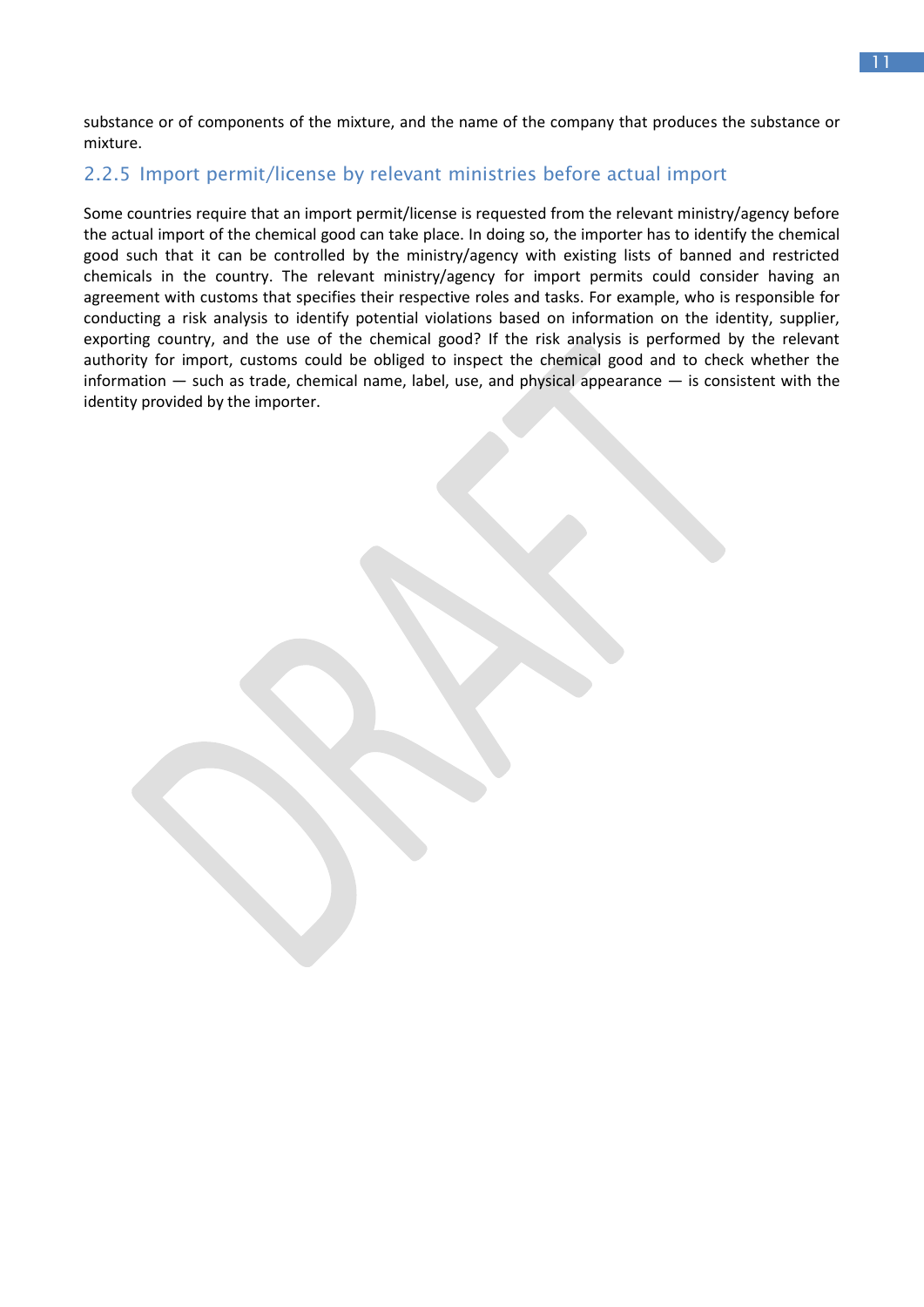substance or of components of the mixture, and the name of the company that produces the substance or mixture.

### 2.2.5 Import permit/license by relevant ministries before actual import

Some countries require that an import permit/license is requested from the relevant ministry/agency before the actual import of the chemical good can take place. In doing so, the importer has to identify the chemical good such that it can be controlled by the ministry/agency with existing lists of banned and restricted chemicals in the country. The relevant ministry/agency for import permits could consider having an agreement with customs that specifies their respective roles and tasks. For example, who is responsible for conducting a risk analysis to identify potential violations based on information on the identity, supplier, exporting country, and the use of the chemical good? If the risk analysis is performed by the relevant authority for import, customs could be obliged to inspect the chemical good and to check whether the information — such as trade, chemical name, label, use, and physical appearance — is consistent with the identity provided by the importer.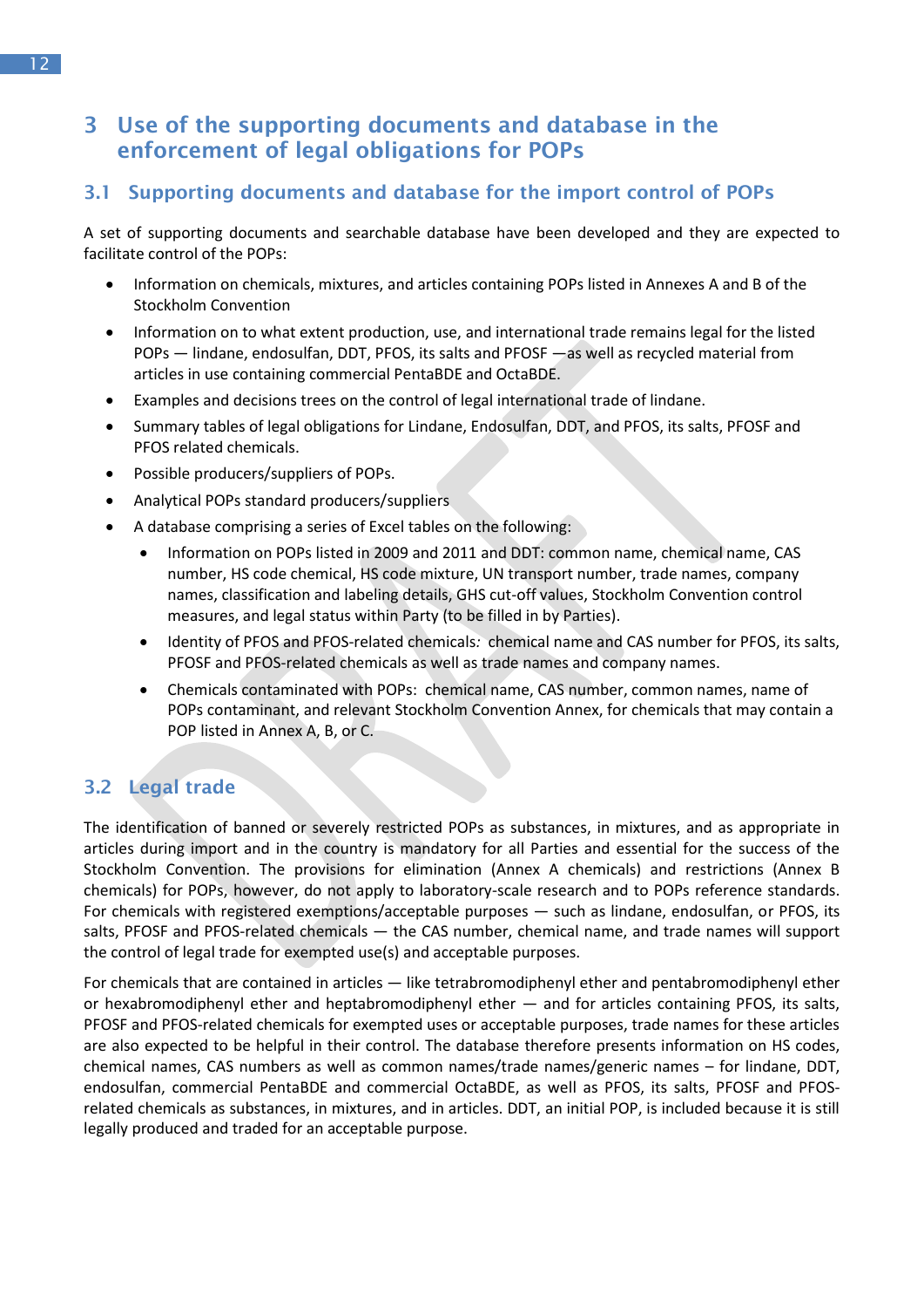# 3 Use of the supporting documents and database in the enforcement of legal obligations for POPs

## 3.1 Supporting documents and database for the import control of POPs

A set of supporting documents and searchable database have been developed and they are expected to facilitate control of the POPs:

- Information on chemicals, mixtures, and articles containing POPs listed in Annexes A and B of the Stockholm Convention
- Information on to what extent production, use, and international trade remains legal for the listed POPs — lindane, endosulfan, DDT, PFOS, its salts and PFOSF —as well as recycled material from articles in use containing commercial PentaBDE and OctaBDE.
- Examples and decisions trees on the control of legal international trade of lindane.
- Summary tables of legal obligations for Lindane, Endosulfan, DDT, and PFOS, its salts, PFOSF and PFOS related chemicals.
- Possible producers/suppliers of POPs.
- Analytical POPs standard producers/suppliers
- A database comprising a series of Excel tables on the following:
    - Information on POPs listed in 2009 and 2011 and DDT: common name, chemical name, CAS number, HS code chemical, HS code mixture, UN transport number, trade names, company names, classification and labeling details, GHS cut-off values, Stockholm Convention control measures, and legal status within Party (to be filled in by Parties).
    - Identity of PFOS and PFOS-related chemicals*:* chemical name and CAS number for PFOS, its salts, PFOSF and PFOS-related chemicals as well as trade names and company names.
    - Chemicals contaminated with POPs: chemical name, CAS number, common names, name of POPs contaminant, and relevant Stockholm Convention Annex, for chemicals that may contain a POP listed in Annex A, B, or C.

## 3.2 Legal trade

The identification of banned or severely restricted POPs as substances, in mixtures, and as appropriate in articles during import and in the country is mandatory for all Parties and essential for the success of the Stockholm Convention. The provisions for elimination (Annex A chemicals) and restrictions (Annex B chemicals) for POPs, however, do not apply to laboratory-scale research and to POPs reference standards. For chemicals with registered exemptions/acceptable purposes — such as lindane, endosulfan, or PFOS, its salts, PFOSF and PFOS-related chemicals — the CAS number, chemical name, and trade names will support the control of legal trade for exempted use(s) and acceptable purposes.

For chemicals that are contained in articles — like tetrabromodiphenyl ether and pentabromodiphenyl ether or hexabromodiphenyl ether and heptabromodiphenyl ether — and for articles containing PFOS, its salts, PFOSF and PFOS-related chemicals for exempted uses or acceptable purposes, trade names for these articles are also expected to be helpful in their control. The database therefore presents information on HS codes, chemical names, CAS numbers as well as common names/trade names/generic names – for lindane, DDT, endosulfan, commercial PentaBDE and commercial OctaBDE, as well as PFOS, its salts, PFOSF and PFOS-related chemicals as substances, in mixtures, and in articles. DDT, an initial POP, is included because it is still legally produced and traded for an acceptable purpose.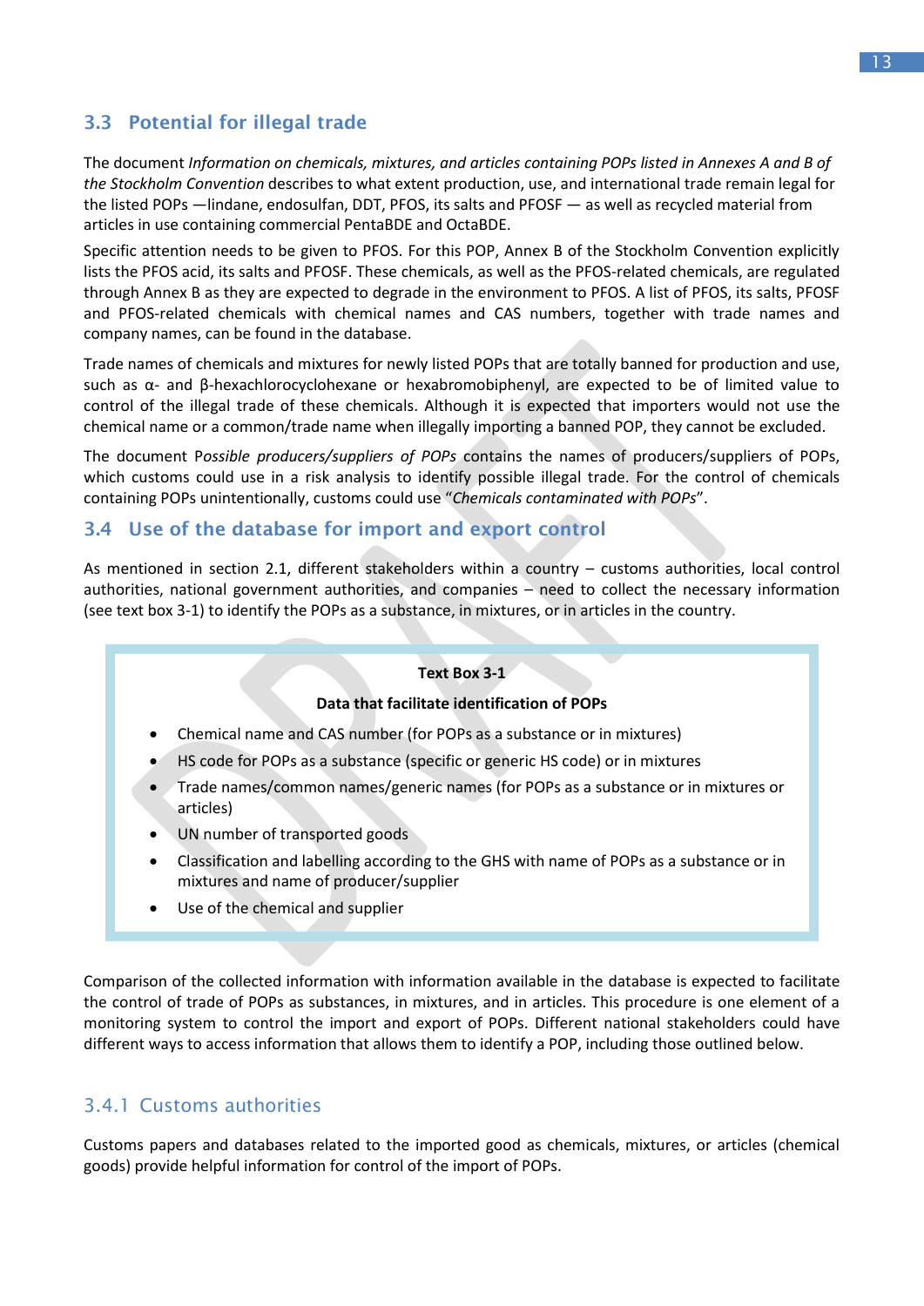## 3.3 Potential for illegal trade

The document *Information on chemicals, mixtures, and articles containing POPs listed in Annexes A and B of the Stockholm Convention* describes to what extent production, use, and international trade remain legal for the listed POPs —lindane, endosulfan, DDT, PFOS, its salts and PFOSF — as well as recycled material from articles in use containing commercial PentaBDE and OctaBDE.

Specific attention needs to be given to PFOS. For this POP, Annex B of the Stockholm Convention explicitly lists the PFOS acid, its salts and PFOSF. These chemicals, as well as the PFOS-related chemicals, are regulated through Annex B as they are expected to degrade in the environment to PFOS. A list of PFOS, its salts, PFOSF and PFOS-related chemicals with chemical names and CAS numbers, together with trade names and company names, can be found in the database.

Trade names of chemicals and mixtures for newly listed POPs that are totally banned for production and use, such as α- and β-hexachlorocyclohexane or hexabromobiphenyl, are expected to be of limited value to control of the illegal trade of these chemicals. Although it is expected that importers would not use the chemical name or a common/trade name when illegally importing a banned POP, they cannot be excluded.

The document P*ossible producers/suppliers of POPs* contains the names of producers/suppliers of POPs, which customs could use in a risk analysis to identify possible illegal trade. For the control of chemicals containing POPs unintentionally, customs could use "*Chemicals contaminated with POPs*".

## 3.4 Use of the database for import and export control

As mentioned in section 2.1, different stakeholders within a country – customs authorities, local control authorities, national government authorities, and companies – need to collect the necessary information (see text box 3-1) to identify the POPs as a substance, in mixtures, or in articles in the country.

**Text Box 3-1**

**Data that facilitate identification of POPs**

- Chemical name and CAS number (for POPs as a substance or in mixtures)
- HS code for POPs as a substance (specific or generic HS code) or in mixtures
- Trade names/common names/generic names (for POPs as a substance or in mixtures or articles)
- UN number of transported goods
- Classification and labelling according to the GHS with name of POPs as a substance or in mixtures and name of producer/supplier
- Use of the chemical and supplier

Comparison of the collected information with information available in the database is expected to facilitate the control of trade of POPs as substances, in mixtures, and in articles. This procedure is one element of a monitoring system to control the import and export of POPs. Different national stakeholders could have different ways to access information that allows them to identify a POP, including those outlined below.

### 3.4.1 Customs authorities

Customs papers and databases related to the imported good as chemicals, mixtures, or articles (chemical goods) provide helpful information for control of the import of POPs.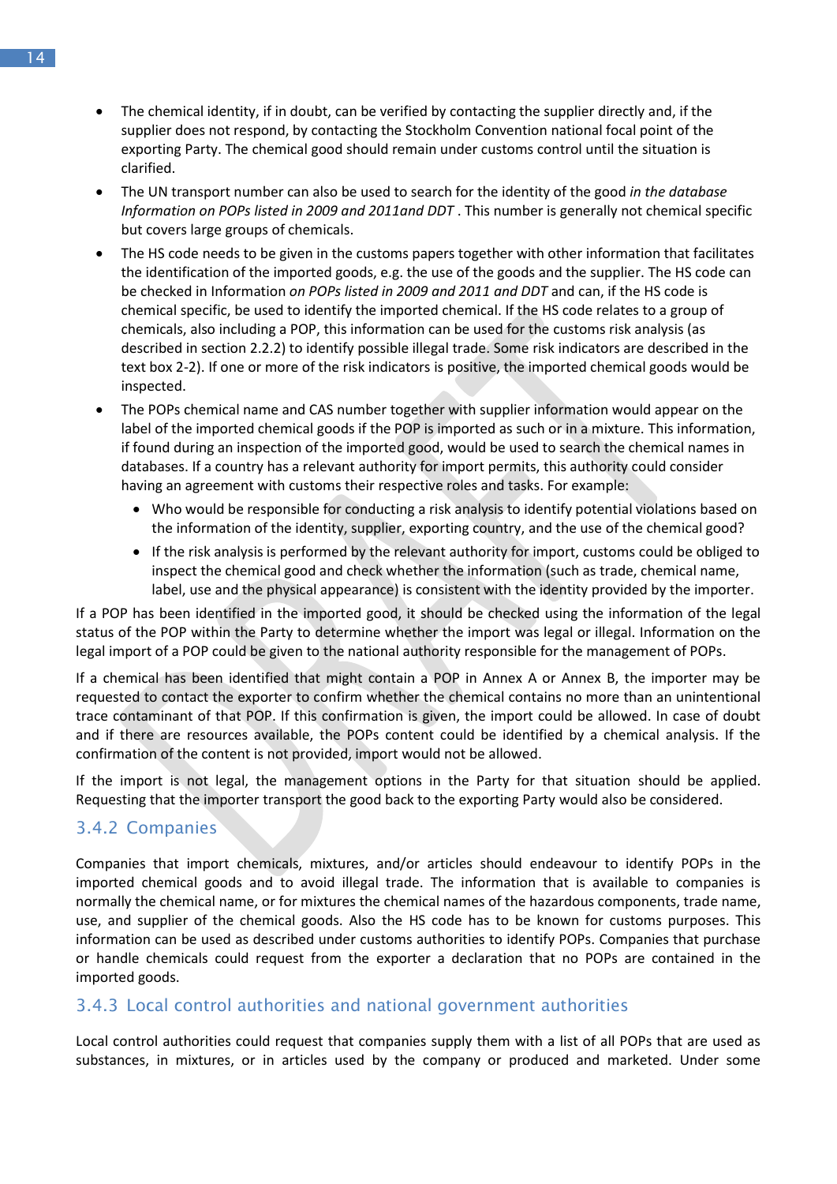- The chemical identity, if in doubt, can be verified by contacting the supplier directly and, if the supplier does not respond, by contacting the Stockholm Convention national focal point of the exporting Party. The chemical good should remain under customs control until the situation is clarified.
- The UN transport number can also be used to search for the identity of the good *in the database Information on POPs listed in 2009 and 2011and DDT* . This number is generally not chemical specific but covers large groups of chemicals.
- The HS code needs to be given in the customs papers together with other information that facilitates the identification of the imported goods, e.g. the use of the goods and the supplier. The HS code can be checked in Information *on POPs listed in 2009 and 2011 and DDT* and can, if the HS code is chemical specific, be used to identify the imported chemical. If the HS code relates to a group of chemicals, also including a POP, this information can be used for the customs risk analysis (as described in section 2.2.2) to identify possible illegal trade. Some risk indicators are described in the text box 2-2). If one or more of the risk indicators is positive, the imported chemical goods would be inspected.
- The POPs chemical name and CAS number together with supplier information would appear on the label of the imported chemical goods if the POP is imported as such or in a mixture. This information, if found during an inspection of the imported good, would be used to search the chemical names in databases. If a country has a relevant authority for import permits, this authority could consider having an agreement with customs their respective roles and tasks. For example:
  - Who would be responsible for conducting a risk analysis to identify potential violations based on the information of the identity, supplier, exporting country, and the use of the chemical good?
  - If the risk analysis is performed by the relevant authority for import, customs could be obliged to inspect the chemical good and check whether the information (such as trade, chemical name, label, use and the physical appearance) is consistent with the identity provided by the importer.

If a POP has been identified in the imported good, it should be checked using the information of the legal status of the POP within the Party to determine whether the import was legal or illegal. Information on the legal import of a POP could be given to the national authority responsible for the management of POPs.

If a chemical has been identified that might contain a POP in Annex A or Annex B, the importer may be requested to contact the exporter to confirm whether the chemical contains no more than an unintentional trace contaminant of that POP. If this confirmation is given, the import could be allowed. In case of doubt and if there are resources available, the POPs content could be identified by a chemical analysis. If the confirmation of the content is not provided, import would not be allowed.

If the import is not legal, the management options in the Party for that situation should be applied. Requesting that the importer transport the good back to the exporting Party would also be considered.

### 3.4.2 Companies

Companies that import chemicals, mixtures, and/or articles should endeavour to identify POPs in the imported chemical goods and to avoid illegal trade. The information that is available to companies is normally the chemical name, or for mixtures the chemical names of the hazardous components, trade name, use, and supplier of the chemical goods. Also the HS code has to be known for customs purposes. This information can be used as described under customs authorities to identify POPs. Companies that purchase or handle chemicals could request from the exporter a declaration that no POPs are contained in the imported goods.

### 3.4.3 Local control authorities and national government authorities

Local control authorities could request that companies supply them with a list of all POPs that are used as substances, in mixtures, or in articles used by the company or produced and marketed. Under some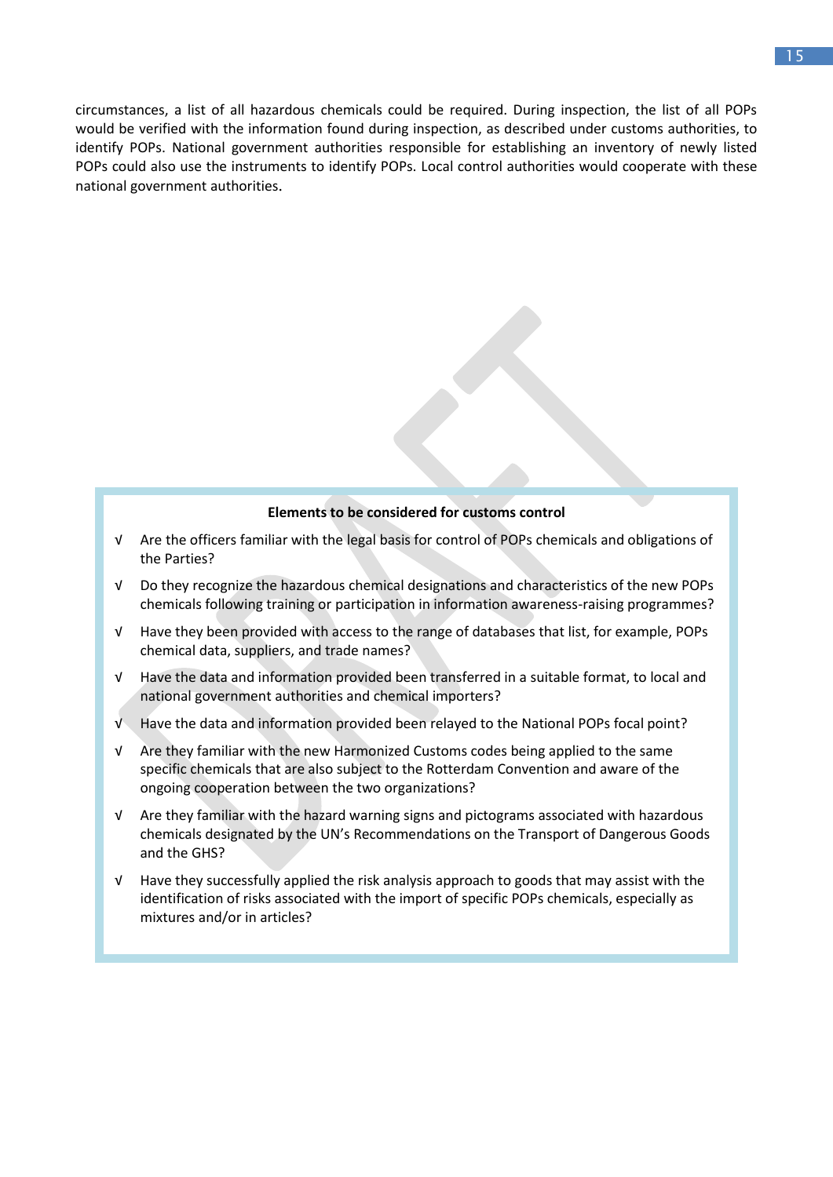circumstances, a list of all hazardous chemicals could be required. During inspection, the list of all POPs would be verified with the information found during inspection, as described under customs authorities, to identify POPs. National government authorities responsible for establishing an inventory of newly listed POPs could also use the instruments to identify POPs. Local control authorities would cooperate with these national government authorities.

**Elements to be considered for customs control**

√ Are the officers familiar with the legal basis for control of POPs chemicals and obligations of the Parties?

√ Do they recognize the hazardous chemical designations and characteristics of the new POPs chemicals following training or participation in information awareness-raising programmes?

√ Have they been provided with access to the range of databases that list, for example, POPs chemical data, suppliers, and trade names?

√ Have the data and information provided been transferred in a suitable format, to local and national government authorities and chemical importers?

√ Have the data and information provided been relayed to the National POPs focal point?

√ Are they familiar with the new Harmonized Customs codes being applied to the same specific chemicals that are also subject to the Rotterdam Convention and aware of the ongoing cooperation between the two organizations?

√ Are they familiar with the hazard warning signs and pictograms associated with hazardous chemicals designated by the UN's Recommendations on the Transport of Dangerous Goods and the GHS?

√ Have they successfully applied the risk analysis approach to goods that may assist with the identification of risks associated with the import of specific POPs chemicals, especially as mixtures and/or in articles?